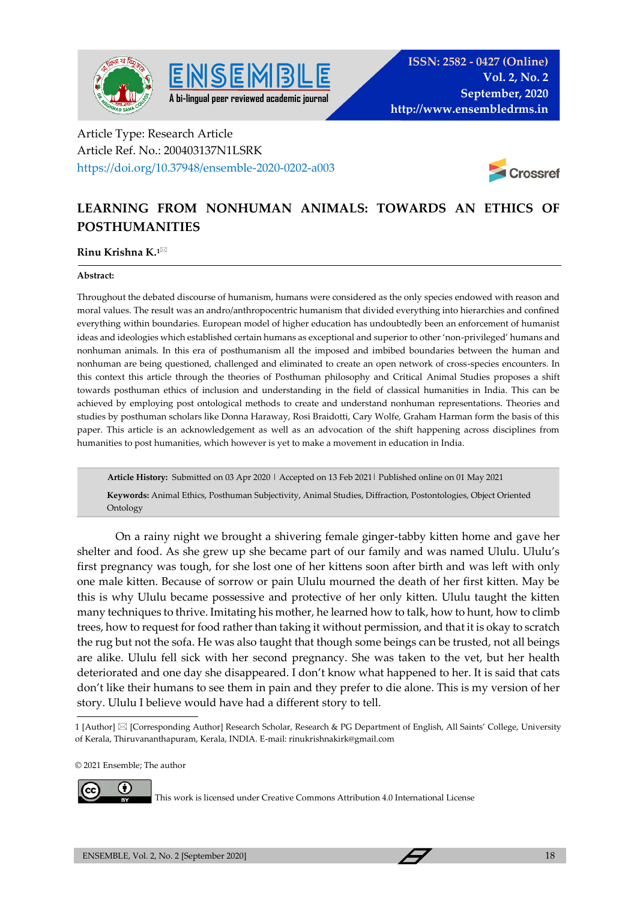Article Type: Research Article
Article Ref. No.: 200403137N1LSRK
https://doi.org/10.37948/ensemble-2020-0202-a003

# LEARNING FROM NONHUMAN ANIMALS: TOWARDS AN ETHICS OF POSTHUMANITIES

**Rinu Krishna K.**[1]

**Abstract:**

Throughout the debated discourse of humanism, humans were considered as the only species endowed with reason and moral values. The result was an andro/anthropocentric humanism that divided everything into hierarchies and confined everything within boundaries. European model of higher education has undoubtedly been an enforcement of humanist ideas and ideologies which established certain humans as exceptional and superior to other 'non-privileged' humans and nonhuman animals. In this era of posthumanism all the imposed and imbibed boundaries between the human and nonhuman are being questioned, challenged and eliminated to create an open network of cross-species encounters. In this context this article through the theories of Posthuman philosophy and Critical Animal Studies proposes a shift towards posthuman ethics of inclusion and understanding in the field of classical humanities in India. This can be achieved by employing post ontological methods to create and understand nonhuman representations. Theories and studies by posthuman scholars like Donna Haraway, Rosi Braidotti, Cary Wolfe, Graham Harman form the basis of this paper. This article is an acknowledgement as well as an advocation of the shift happening across disciplines from humanities to post humanities, which however is yet to make a movement in education in India.

**Article History:** Submitted on 03 Apr 2020 | Accepted on 13 Feb 2021 | Published online on 01 May 2021

**Keywords:** Animal Ethics, Posthuman Subjectivity, Animal Studies, Diffraction, Postontologies, Object Oriented Ontology

On a rainy night we brought a shivering female ginger-tabby kitten home and gave her shelter and food. As she grew up she became part of our family and was named Ululu. Ululu's first pregnancy was tough, for she lost one of her kittens soon after birth and was left with only one male kitten. Because of sorrow or pain Ululu mourned the death of her first kitten. May be this is why Ululu became possessive and protective of her only kitten. Ululu taught the kitten many techniques to thrive. Imitating his mother, he learned how to talk, how to hunt, how to climb trees, how to request for food rather than taking it without permission, and that it is okay to scratch the rug but not the sofa. He was also taught that though some beings can be trusted, not all beings are alike. Ululu fell sick with her second pregnancy. She was taken to the vet, but her health deteriorated and one day she disappeared. I don't know what happened to her. It is said that cats don't like their humans to see them in pain and they prefer to die alone. This is my version of her story. Ululu I believe would have had a different story to tell.

---

1 [Author] ✉ [Corresponding Author] Research Scholar, Research & PG Department of English, All Saints' College, University of Kerala, Thiruvananthapuram, Kerala, INDIA. E-mail: rinukrishnakirk@gmail.com

© 2021 Ensemble; The author

This work is licensed under Creative Commons Attribution 4.0 International License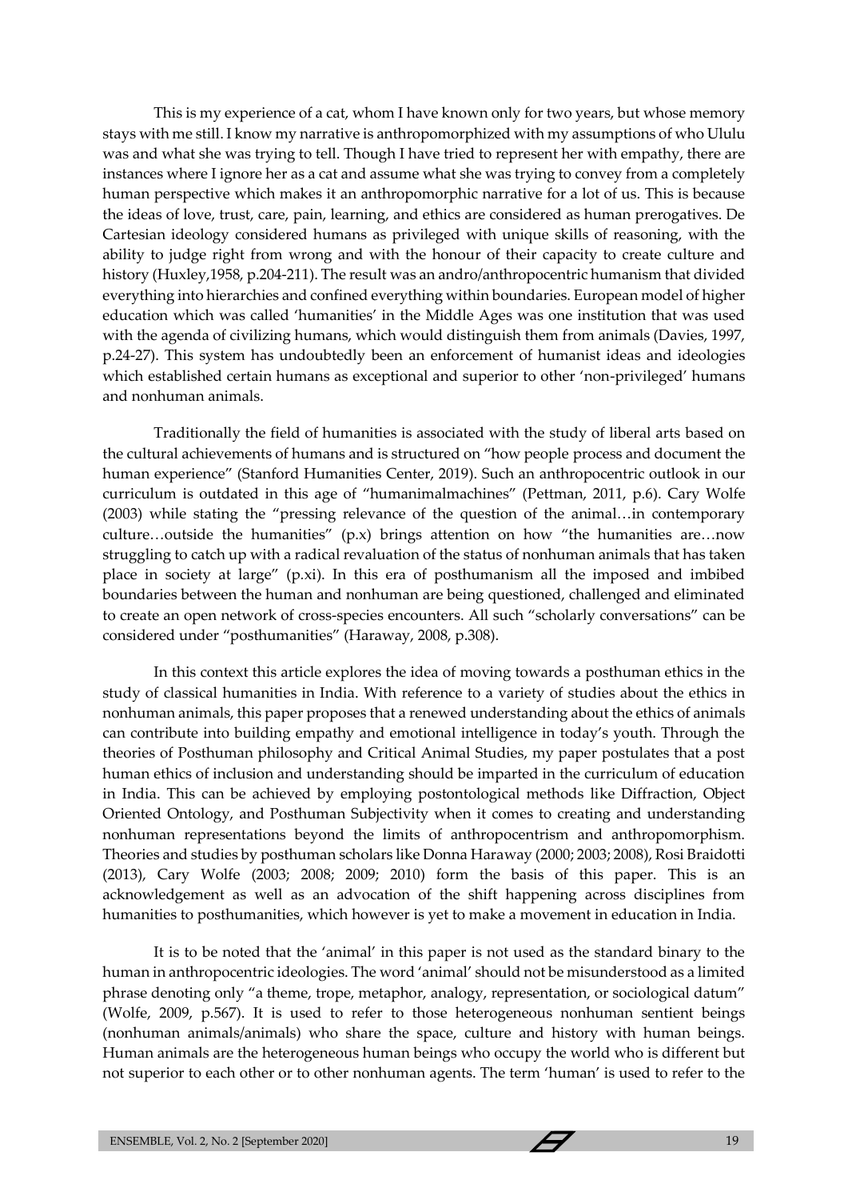This is my experience of a cat, whom I have known only for two years, but whose memory stays with me still. I know my narrative is anthropomorphized with my assumptions of who Ululu was and what she was trying to tell. Though I have tried to represent her with empathy, there are instances where I ignore her as a cat and assume what she was trying to convey from a completely human perspective which makes it an anthropomorphic narrative for a lot of us. This is because the ideas of love, trust, care, pain, learning, and ethics are considered as human prerogatives. De Cartesian ideology considered humans as privileged with unique skills of reasoning, with the ability to judge right from wrong and with the honour of their capacity to create culture and history (Huxley,1958, p.204-211). The result was an andro/anthropocentric humanism that divided everything into hierarchies and confined everything within boundaries. European model of higher education which was called 'humanities' in the Middle Ages was one institution that was used with the agenda of civilizing humans, which would distinguish them from animals (Davies, 1997, p.24-27). This system has undoubtedly been an enforcement of humanist ideas and ideologies which established certain humans as exceptional and superior to other 'non-privileged' humans and nonhuman animals.

Traditionally the field of humanities is associated with the study of liberal arts based on the cultural achievements of humans and is structured on "how people process and document the human experience" (Stanford Humanities Center, 2019). Such an anthropocentric outlook in our curriculum is outdated in this age of "humanimalmachines" (Pettman, 2011, p.6). Cary Wolfe (2003) while stating the "pressing relevance of the question of the animal…in contemporary culture…outside the humanities" (p.x) brings attention on how "the humanities are…now struggling to catch up with a radical revaluation of the status of nonhuman animals that has taken place in society at large" (p.xi). In this era of posthumanism all the imposed and imbibed boundaries between the human and nonhuman are being questioned, challenged and eliminated to create an open network of cross-species encounters. All such "scholarly conversations" can be considered under "posthumanities" (Haraway, 2008, p.308).

In this context this article explores the idea of moving towards a posthuman ethics in the study of classical humanities in India. With reference to a variety of studies about the ethics in nonhuman animals, this paper proposes that a renewed understanding about the ethics of animals can contribute into building empathy and emotional intelligence in today's youth. Through the theories of Posthuman philosophy and Critical Animal Studies, my paper postulates that a post human ethics of inclusion and understanding should be imparted in the curriculum of education in India. This can be achieved by employing postontological methods like Diffraction, Object Oriented Ontology, and Posthuman Subjectivity when it comes to creating and understanding nonhuman representations beyond the limits of anthropocentrism and anthropomorphism. Theories and studies by posthuman scholars like Donna Haraway (2000; 2003; 2008), Rosi Braidotti (2013), Cary Wolfe (2003; 2008; 2009; 2010) form the basis of this paper. This is an acknowledgement as well as an advocation of the shift happening across disciplines from humanities to posthumanities, which however is yet to make a movement in education in India.

It is to be noted that the 'animal' in this paper is not used as the standard binary to the human in anthropocentric ideologies. The word 'animal' should not be misunderstood as a limited phrase denoting only "a theme, trope, metaphor, analogy, representation, or sociological datum" (Wolfe, 2009, p.567). It is used to refer to those heterogeneous nonhuman sentient beings (nonhuman animals/animals) who share the space, culture and history with human beings. Human animals are the heterogeneous human beings who occupy the world who is different but not superior to each other or to other nonhuman agents. The term 'human' is used to refer to the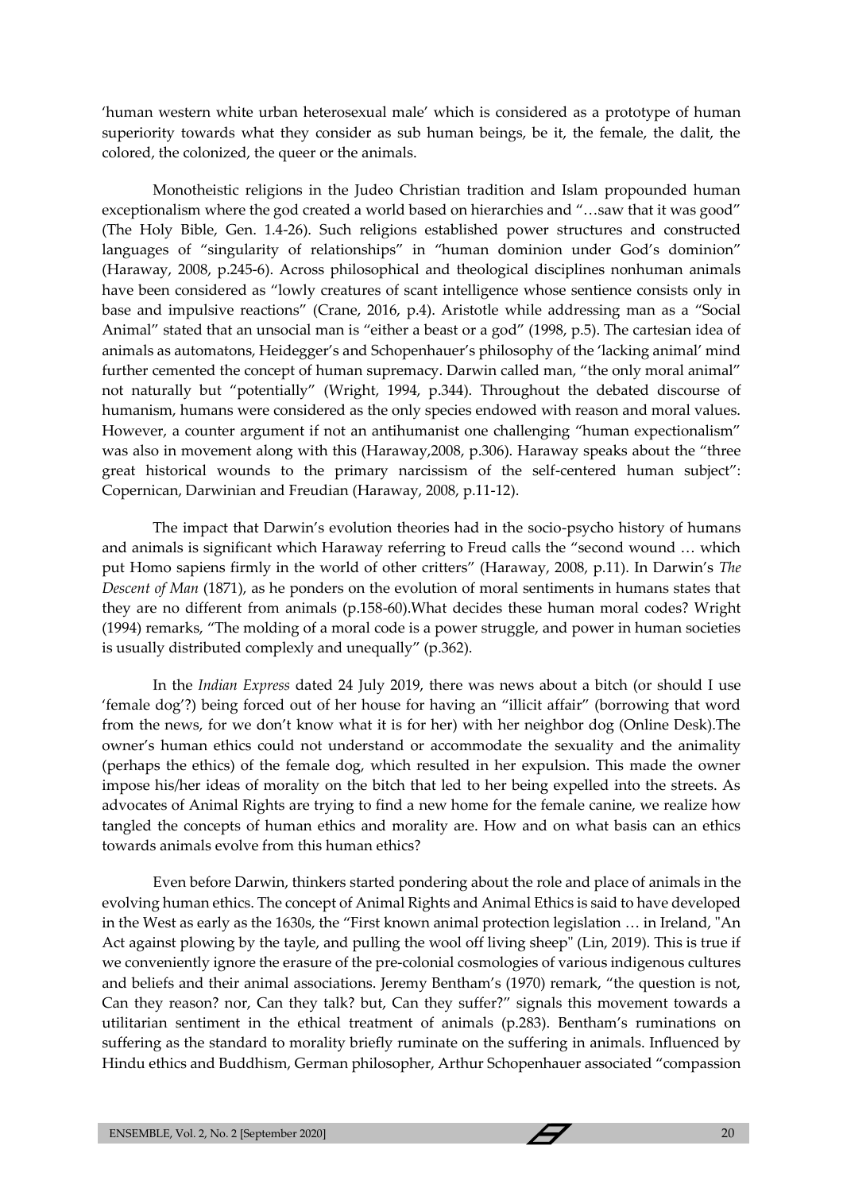'human western white urban heterosexual male' which is considered as a prototype of human superiority towards what they consider as sub human beings, be it, the female, the dalit, the colored, the colonized, the queer or the animals.

Monotheistic religions in the Judeo Christian tradition and Islam propounded human exceptionalism where the god created a world based on hierarchies and "…saw that it was good" (The Holy Bible, Gen. 1.4-26). Such religions established power structures and constructed languages of "singularity of relationships" in "human dominion under God's dominion" (Haraway, 2008, p.245-6). Across philosophical and theological disciplines nonhuman animals have been considered as "lowly creatures of scant intelligence whose sentience consists only in base and impulsive reactions" (Crane, 2016, p.4). Aristotle while addressing man as a "Social Animal" stated that an unsocial man is "either a beast or a god" (1998, p.5). The cartesian idea of animals as automatons, Heidegger's and Schopenhauer's philosophy of the 'lacking animal' mind further cemented the concept of human supremacy. Darwin called man, "the only moral animal" not naturally but "potentially" (Wright, 1994, p.344). Throughout the debated discourse of humanism, humans were considered as the only species endowed with reason and moral values. However, a counter argument if not an antihumanist one challenging "human expectionalism" was also in movement along with this (Haraway,2008, p.306). Haraway speaks about the "three great historical wounds to the primary narcissism of the self-centered human subject": Copernican, Darwinian and Freudian (Haraway, 2008, p.11-12).

The impact that Darwin's evolution theories had in the socio-psycho history of humans and animals is significant which Haraway referring to Freud calls the "second wound … which put Homo sapiens firmly in the world of other critters" (Haraway, 2008, p.11). In Darwin's *The Descent of Man* (1871), as he ponders on the evolution of moral sentiments in humans states that they are no different from animals (p.158-60).What decides these human moral codes? Wright (1994) remarks, "The molding of a moral code is a power struggle, and power in human societies is usually distributed complexly and unequally" (p.362).

In the *Indian Express* dated 24 July 2019, there was news about a bitch (or should I use 'female dog'?) being forced out of her house for having an "illicit affair" (borrowing that word from the news, for we don't know what it is for her) with her neighbor dog (Online Desk).The owner's human ethics could not understand or accommodate the sexuality and the animality (perhaps the ethics) of the female dog, which resulted in her expulsion. This made the owner impose his/her ideas of morality on the bitch that led to her being expelled into the streets. As advocates of Animal Rights are trying to find a new home for the female canine, we realize how tangled the concepts of human ethics and morality are. How and on what basis can an ethics towards animals evolve from this human ethics?

Even before Darwin, thinkers started pondering about the role and place of animals in the evolving human ethics. The concept of Animal Rights and Animal Ethics is said to have developed in the West as early as the 1630s, the "First known animal protection legislation … in Ireland, "An Act against plowing by the tayle, and pulling the wool off living sheep" (Lin, 2019). This is true if we conveniently ignore the erasure of the pre-colonial cosmologies of various indigenous cultures and beliefs and their animal associations. Jeremy Bentham's (1970) remark, "the question is not, Can they reason? nor, Can they talk? but, Can they suffer?" signals this movement towards a utilitarian sentiment in the ethical treatment of animals (p.283). Bentham's ruminations on suffering as the standard to morality briefly ruminate on the suffering in animals. Influenced by Hindu ethics and Buddhism, German philosopher, Arthur Schopenhauer associated "compassion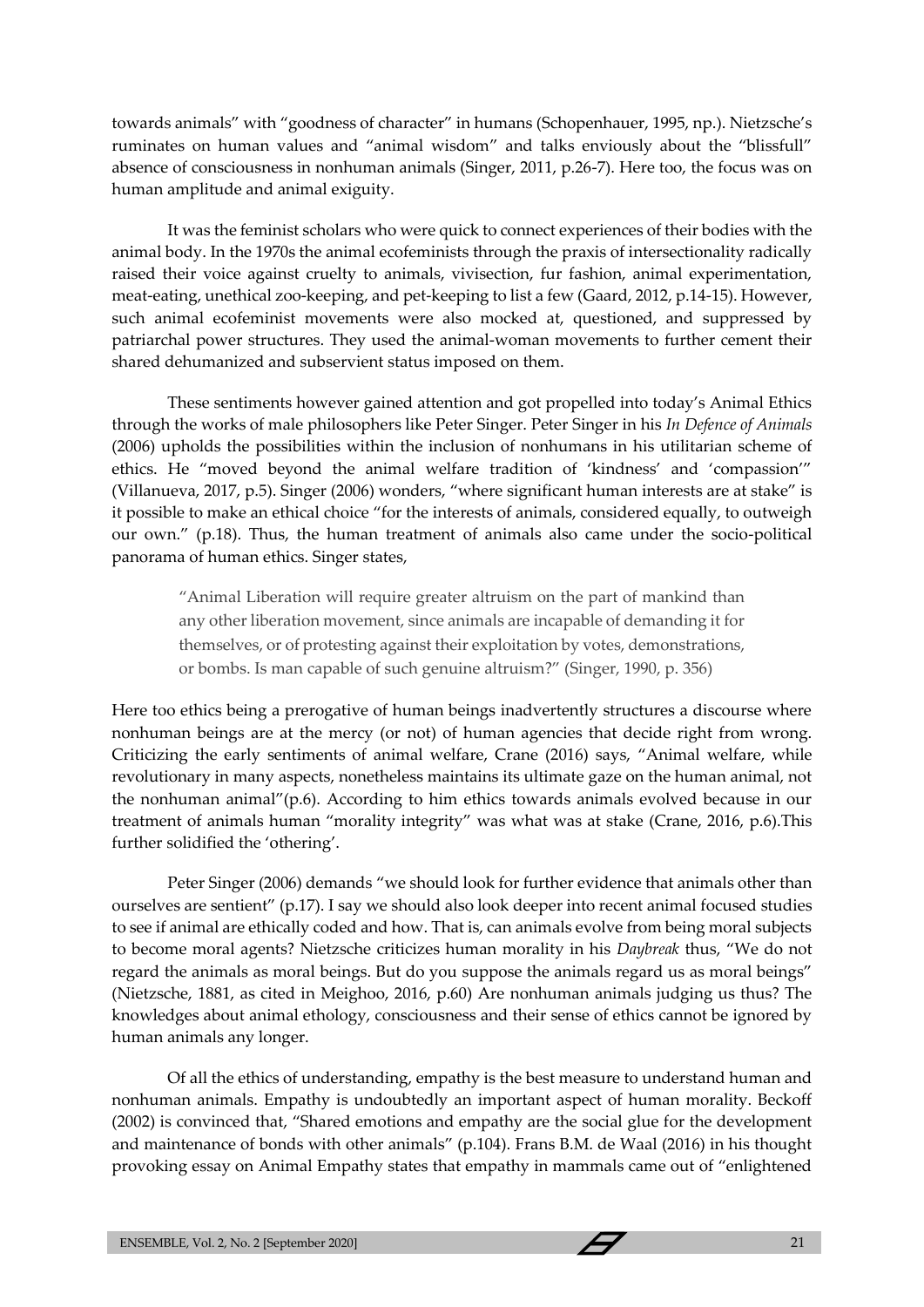towards animals" with "goodness of character" in humans (Schopenhauer, 1995, np.). Nietzsche's ruminates on human values and "animal wisdom" and talks enviously about the "blissfull" absence of consciousness in nonhuman animals (Singer, 2011, p.26-7). Here too, the focus was on human amplitude and animal exiguity.

It was the feminist scholars who were quick to connect experiences of their bodies with the animal body. In the 1970s the animal ecofeminists through the praxis of intersectionality radically raised their voice against cruelty to animals, vivisection, fur fashion, animal experimentation, meat-eating, unethical zoo-keeping, and pet-keeping to list a few (Gaard, 2012, p.14-15). However, such animal ecofeminist movements were also mocked at, questioned, and suppressed by patriarchal power structures. They used the animal-woman movements to further cement their shared dehumanized and subservient status imposed on them.

These sentiments however gained attention and got propelled into today's Animal Ethics through the works of male philosophers like Peter Singer. Peter Singer in his *In Defence of Animals* (2006) upholds the possibilities within the inclusion of nonhumans in his utilitarian scheme of ethics. He "moved beyond the animal welfare tradition of 'kindness' and 'compassion'" (Villanueva, 2017, p.5). Singer (2006) wonders, "where significant human interests are at stake" is it possible to make an ethical choice "for the interests of animals, considered equally, to outweigh our own." (p.18). Thus, the human treatment of animals also came under the socio-political panorama of human ethics. Singer states,

> "Animal Liberation will require greater altruism on the part of mankind than any other liberation movement, since animals are incapable of demanding it for themselves, or of protesting against their exploitation by votes, demonstrations, or bombs. Is man capable of such genuine altruism?" (Singer, 1990, p. 356)

Here too ethics being a prerogative of human beings inadvertently structures a discourse where nonhuman beings are at the mercy (or not) of human agencies that decide right from wrong. Criticizing the early sentiments of animal welfare, Crane (2016) says, "Animal welfare, while revolutionary in many aspects, nonetheless maintains its ultimate gaze on the human animal, not the nonhuman animal"(p.6). According to him ethics towards animals evolved because in our treatment of animals human "morality integrity" was what was at stake (Crane, 2016, p.6).This further solidified the 'othering'.

Peter Singer (2006) demands "we should look for further evidence that animals other than ourselves are sentient" (p.17). I say we should also look deeper into recent animal focused studies to see if animal are ethically coded and how. That is, can animals evolve from being moral subjects to become moral agents? Nietzsche criticizes human morality in his *Daybreak* thus, "We do not regard the animals as moral beings. But do you suppose the animals regard us as moral beings" (Nietzsche, 1881, as cited in Meighoo, 2016, p.60) Are nonhuman animals judging us thus? The knowledges about animal ethology, consciousness and their sense of ethics cannot be ignored by human animals any longer.

Of all the ethics of understanding, empathy is the best measure to understand human and nonhuman animals. Empathy is undoubtedly an important aspect of human morality. Beckoff (2002) is convinced that, "Shared emotions and empathy are the social glue for the development and maintenance of bonds with other animals" (p.104). Frans B.M. de Waal (2016) in his thought provoking essay on Animal Empathy states that empathy in mammals came out of "enlightened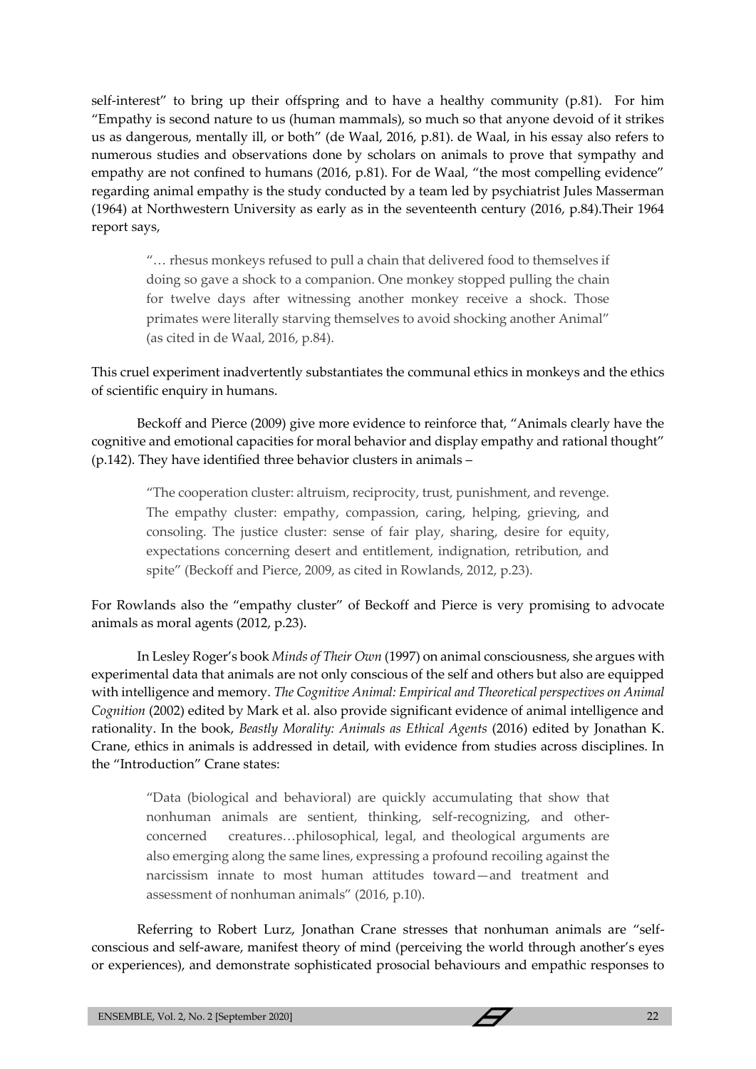self-interest" to bring up their offspring and to have a healthy community (p.81). For him "Empathy is second nature to us (human mammals), so much so that anyone devoid of it strikes us as dangerous, mentally ill, or both" (de Waal, 2016, p.81). de Waal, in his essay also refers to numerous studies and observations done by scholars on animals to prove that sympathy and empathy are not confined to humans (2016, p.81). For de Waal, "the most compelling evidence" regarding animal empathy is the study conducted by a team led by psychiatrist Jules Masserman (1964) at Northwestern University as early as in the seventeenth century (2016, p.84).Their 1964 report says,

> "… rhesus monkeys refused to pull a chain that delivered food to themselves if doing so gave a shock to a companion. One monkey stopped pulling the chain for twelve days after witnessing another monkey receive a shock. Those primates were literally starving themselves to avoid shocking another Animal" (as cited in de Waal, 2016, p.84).

This cruel experiment inadvertently substantiates the communal ethics in monkeys and the ethics of scientific enquiry in humans.

Beckoff and Pierce (2009) give more evidence to reinforce that, "Animals clearly have the cognitive and emotional capacities for moral behavior and display empathy and rational thought" (p.142). They have identified three behavior clusters in animals –

> "The cooperation cluster: altruism, reciprocity, trust, punishment, and revenge. The empathy cluster: empathy, compassion, caring, helping, grieving, and consoling. The justice cluster: sense of fair play, sharing, desire for equity, expectations concerning desert and entitlement, indignation, retribution, and spite" (Beckoff and Pierce, 2009, as cited in Rowlands, 2012, p.23).

For Rowlands also the "empathy cluster" of Beckoff and Pierce is very promising to advocate animals as moral agents (2012, p.23).

In Lesley Roger's book *Minds of Their Own* (1997) on animal consciousness, she argues with experimental data that animals are not only conscious of the self and others but also are equipped with intelligence and memory. *The Cognitive Animal: Empirical and Theoretical perspectives on Animal Cognition* (2002) edited by Mark et al. also provide significant evidence of animal intelligence and rationality. In the book, *Beastly Morality: Animals as Ethical Agents* (2016) edited by Jonathan K. Crane, ethics in animals is addressed in detail, with evidence from studies across disciplines. In the "Introduction" Crane states:

> "Data (biological and behavioral) are quickly accumulating that show that nonhuman animals are sentient, thinking, self-recognizing, and other-concerned creatures…philosophical, legal, and theological arguments are also emerging along the same lines, expressing a profound recoiling against the narcissism innate to most human attitudes toward—and treatment and assessment of nonhuman animals" (2016, p.10).

Referring to Robert Lurz, Jonathan Crane stresses that nonhuman animals are "self-conscious and self-aware, manifest theory of mind (perceiving the world through another's eyes or experiences), and demonstrate sophisticated prosocial behaviours and empathic responses to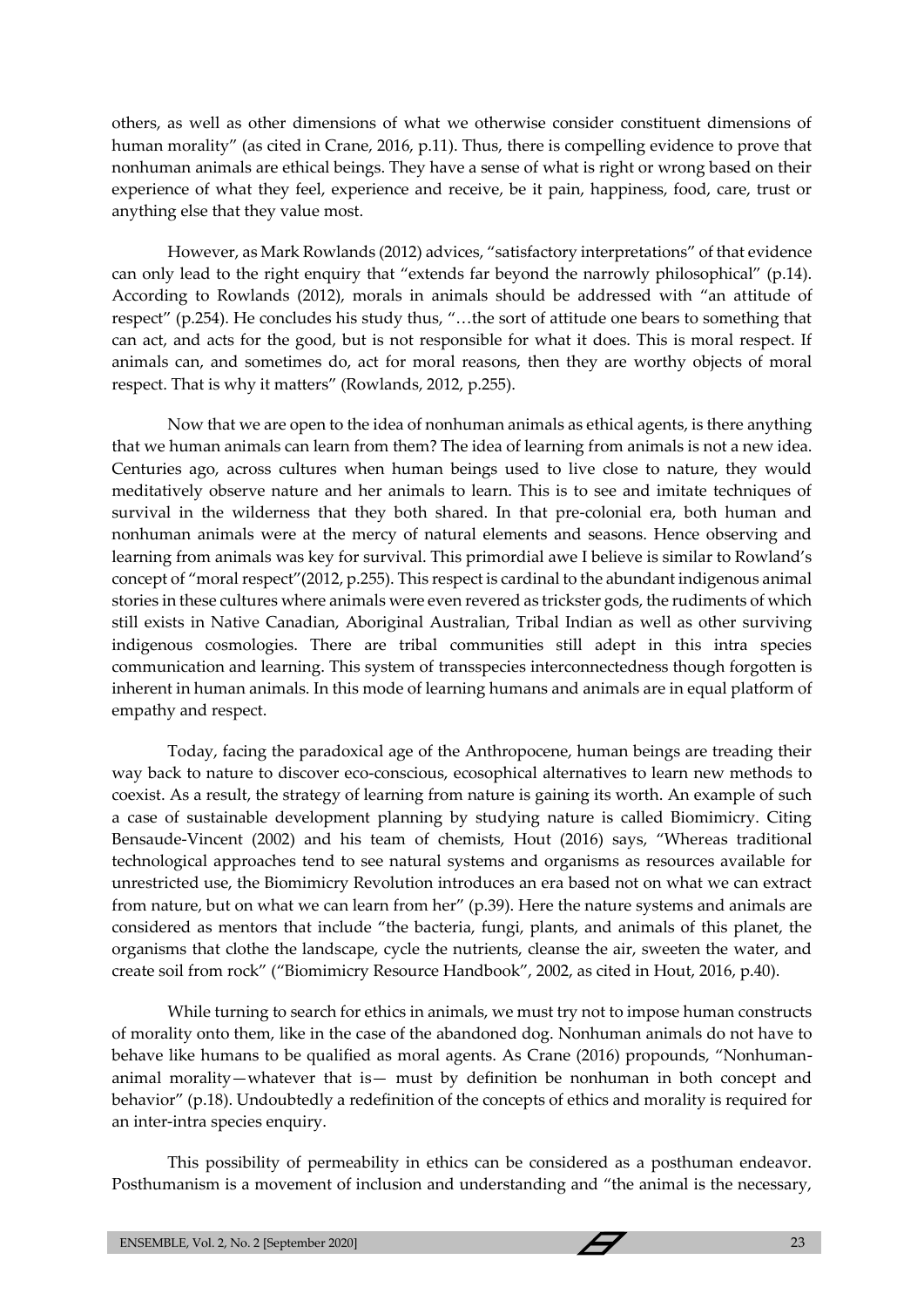others, as well as other dimensions of what we otherwise consider constituent dimensions of human morality" (as cited in Crane, 2016, p.11). Thus, there is compelling evidence to prove that nonhuman animals are ethical beings. They have a sense of what is right or wrong based on their experience of what they feel, experience and receive, be it pain, happiness, food, care, trust or anything else that they value most.

However, as Mark Rowlands (2012) advices, "satisfactory interpretations" of that evidence can only lead to the right enquiry that "extends far beyond the narrowly philosophical" (p.14). According to Rowlands (2012), morals in animals should be addressed with "an attitude of respect" (p.254). He concludes his study thus, "…the sort of attitude one bears to something that can act, and acts for the good, but is not responsible for what it does. This is moral respect. If animals can, and sometimes do, act for moral reasons, then they are worthy objects of moral respect. That is why it matters" (Rowlands, 2012, p.255).

Now that we are open to the idea of nonhuman animals as ethical agents, is there anything that we human animals can learn from them? The idea of learning from animals is not a new idea. Centuries ago, across cultures when human beings used to live close to nature, they would meditatively observe nature and her animals to learn. This is to see and imitate techniques of survival in the wilderness that they both shared. In that pre-colonial era, both human and nonhuman animals were at the mercy of natural elements and seasons. Hence observing and learning from animals was key for survival. This primordial awe I believe is similar to Rowland's concept of "moral respect"(2012, p.255). This respect is cardinal to the abundant indigenous animal stories in these cultures where animals were even revered as trickster gods, the rudiments of which still exists in Native Canadian, Aboriginal Australian, Tribal Indian as well as other surviving indigenous cosmologies. There are tribal communities still adept in this intra species communication and learning. This system of transspecies interconnectedness though forgotten is inherent in human animals. In this mode of learning humans and animals are in equal platform of empathy and respect.

Today, facing the paradoxical age of the Anthropocene, human beings are treading their way back to nature to discover eco-conscious, ecosophical alternatives to learn new methods to coexist. As a result, the strategy of learning from nature is gaining its worth. An example of such a case of sustainable development planning by studying nature is called Biomimicry. Citing Bensaude-Vincent (2002) and his team of chemists, Hout (2016) says, "Whereas traditional technological approaches tend to see natural systems and organisms as resources available for unrestricted use, the Biomimicry Revolution introduces an era based not on what we can extract from nature, but on what we can learn from her" (p.39). Here the nature systems and animals are considered as mentors that include "the bacteria, fungi, plants, and animals of this planet, the organisms that clothe the landscape, cycle the nutrients, cleanse the air, sweeten the water, and create soil from rock" ("Biomimicry Resource Handbook", 2002, as cited in Hout, 2016, p.40).

While turning to search for ethics in animals, we must try not to impose human constructs of morality onto them, like in the case of the abandoned dog. Nonhuman animals do not have to behave like humans to be qualified as moral agents. As Crane (2016) propounds, "Nonhuman-animal morality—whatever that is— must by definition be nonhuman in both concept and behavior" (p.18). Undoubtedly a redefinition of the concepts of ethics and morality is required for an inter-intra species enquiry.

This possibility of permeability in ethics can be considered as a posthuman endeavor. Posthumanism is a movement of inclusion and understanding and "the animal is the necessary,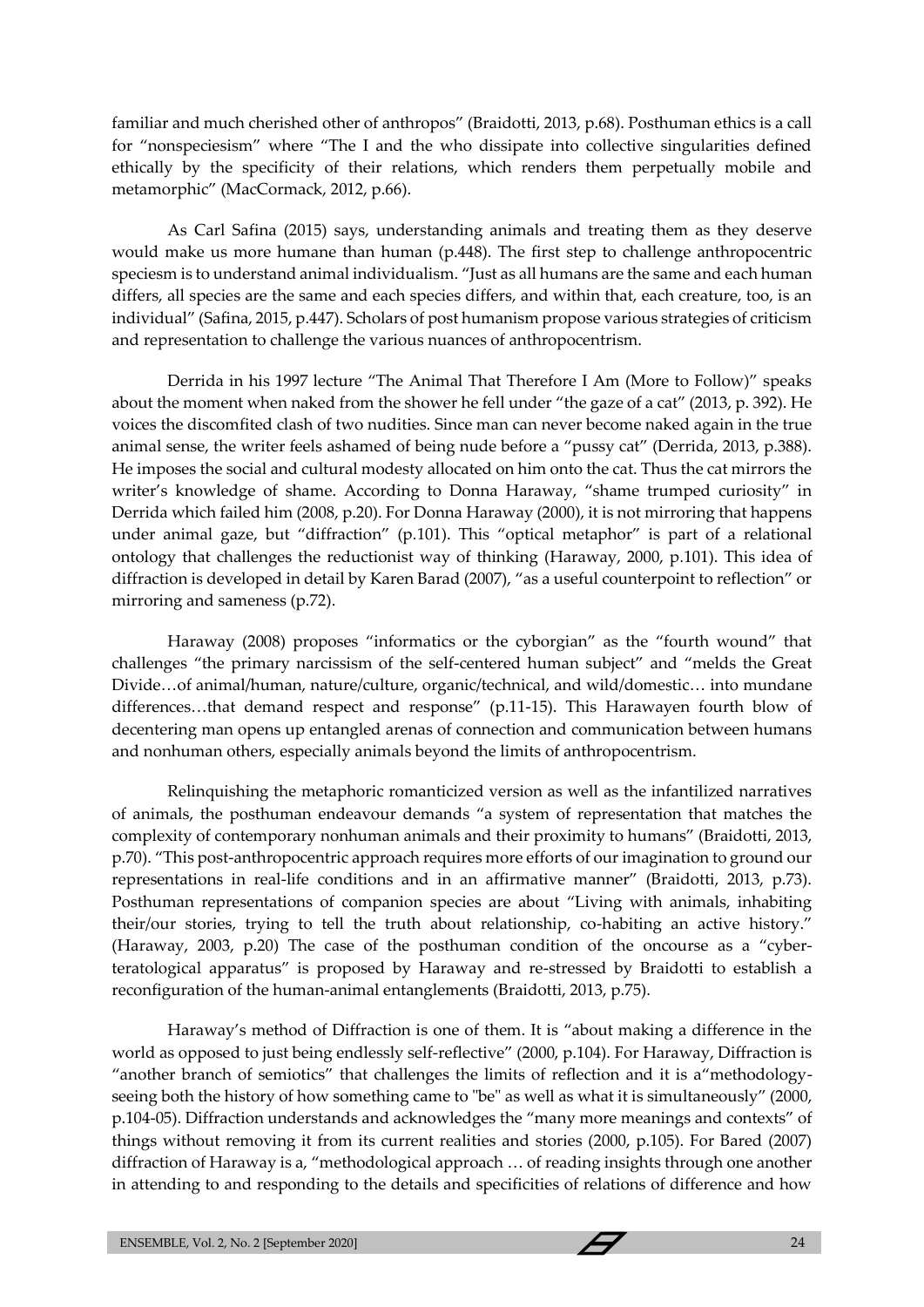familiar and much cherished other of anthropos" (Braidotti, 2013, p.68). Posthuman ethics is a call for "nonspeciesism" where "The I and the who dissipate into collective singularities defined ethically by the specificity of their relations, which renders them perpetually mobile and metamorphic" (MacCormack, 2012, p.66).

As Carl Safina (2015) says, understanding animals and treating them as they deserve would make us more humane than human (p.448). The first step to challenge anthropocentric speciesm is to understand animal individualism. "Just as all humans are the same and each human differs, all species are the same and each species differs, and within that, each creature, too, is an individual" (Safina, 2015, p.447). Scholars of post humanism propose various strategies of criticism and representation to challenge the various nuances of anthropocentrism.

Derrida in his 1997 lecture "The Animal That Therefore I Am (More to Follow)" speaks about the moment when naked from the shower he fell under "the gaze of a cat" (2013, p. 392). He voices the discomfited clash of two nudities. Since man can never become naked again in the true animal sense, the writer feels ashamed of being nude before a "pussy cat" (Derrida, 2013, p.388). He imposes the social and cultural modesty allocated on him onto the cat. Thus the cat mirrors the writer's knowledge of shame. According to Donna Haraway, "shame trumped curiosity" in Derrida which failed him (2008, p.20). For Donna Haraway (2000), it is not mirroring that happens under animal gaze, but "diffraction" (p.101). This "optical metaphor" is part of a relational ontology that challenges the reductionist way of thinking (Haraway, 2000, p.101). This idea of diffraction is developed in detail by Karen Barad (2007), "as a useful counterpoint to reflection" or mirroring and sameness (p.72).

Haraway (2008) proposes "informatics or the cyborgian" as the "fourth wound" that challenges "the primary narcissism of the self-centered human subject" and "melds the Great Divide…of animal/human, nature/culture, organic/technical, and wild/domestic… into mundane differences…that demand respect and response" (p.11-15). This Harawayen fourth blow of decentering man opens up entangled arenas of connection and communication between humans and nonhuman others, especially animals beyond the limits of anthropocentrism.

Relinquishing the metaphoric romanticized version as well as the infantilized narratives of animals, the posthuman endeavour demands "a system of representation that matches the complexity of contemporary nonhuman animals and their proximity to humans" (Braidotti, 2013, p.70). "This post-anthropocentric approach requires more efforts of our imagination to ground our representations in real-life conditions and in an affirmative manner" (Braidotti, 2013, p.73). Posthuman representations of companion species are about "Living with animals, inhabiting their/our stories, trying to tell the truth about relationship, co-habiting an active history." (Haraway, 2003, p.20) The case of the posthuman condition of the oncourse as a "cyber-teratological apparatus" is proposed by Haraway and re-stressed by Braidotti to establish a reconfiguration of the human-animal entanglements (Braidotti, 2013, p.75).

Haraway's method of Diffraction is one of them. It is "about making a difference in the world as opposed to just being endlessly self-reflective" (2000, p.104). For Haraway, Diffraction is "another branch of semiotics" that challenges the limits of reflection and it is a"methodology-seeing both the history of how something came to "be" as well as what it is simultaneously" (2000, p.104-05). Diffraction understands and acknowledges the "many more meanings and contexts" of things without removing it from its current realities and stories (2000, p.105). For Bared (2007) diffraction of Haraway is a, "methodological approach … of reading insights through one another in attending to and responding to the details and specificities of relations of difference and how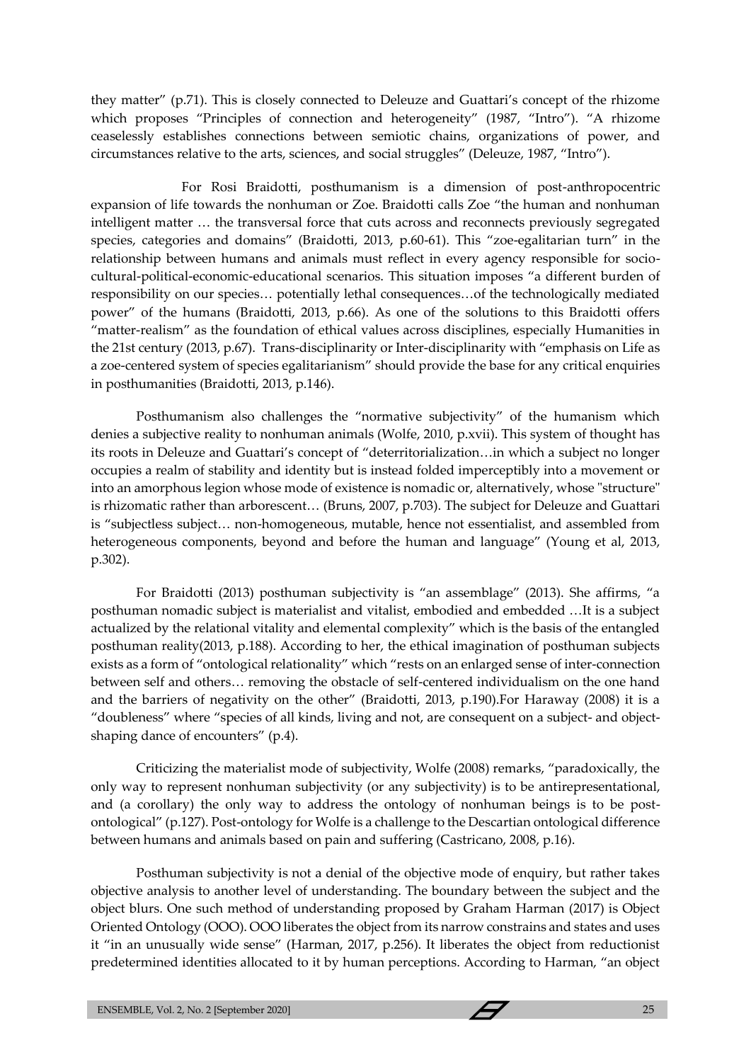they matter" (p.71). This is closely connected to Deleuze and Guattari's concept of the rhizome which proposes "Principles of connection and heterogeneity" (1987, "Intro"). "A rhizome ceaselessly establishes connections between semiotic chains, organizations of power, and circumstances relative to the arts, sciences, and social struggles" (Deleuze, 1987, "Intro").

For Rosi Braidotti, posthumanism is a dimension of post-anthropocentric expansion of life towards the nonhuman or Zoe. Braidotti calls Zoe "the human and nonhuman intelligent matter … the transversal force that cuts across and reconnects previously segregated species, categories and domains" (Braidotti, 2013, p.60-61). This "zoe-egalitarian turn" in the relationship between humans and animals must reflect in every agency responsible for socio-cultural-political-economic-educational scenarios. This situation imposes "a different burden of responsibility on our species… potentially lethal consequences…of the technologically mediated power" of the humans (Braidotti, 2013, p.66). As one of the solutions to this Braidotti offers "matter-realism" as the foundation of ethical values across disciplines, especially Humanities in the 21st century (2013, p.67). Trans-disciplinarity or Inter-disciplinarity with "emphasis on Life as a zoe-centered system of species egalitarianism" should provide the base for any critical enquiries in posthumanities (Braidotti, 2013, p.146).

Posthumanism also challenges the "normative subjectivity" of the humanism which denies a subjective reality to nonhuman animals (Wolfe, 2010, p.xvii). This system of thought has its roots in Deleuze and Guattari's concept of "deterritorialization…in which a subject no longer occupies a realm of stability and identity but is instead folded imperceptibly into a movement or into an amorphous legion whose mode of existence is nomadic or, alternatively, whose "structure" is rhizomatic rather than arborescent… (Bruns, 2007, p.703). The subject for Deleuze and Guattari is "subjectless subject… non-homogeneous, mutable, hence not essentialist, and assembled from heterogeneous components, beyond and before the human and language" (Young et al, 2013, p.302).

For Braidotti (2013) posthuman subjectivity is "an assemblage" (2013). She affirms, "a posthuman nomadic subject is materialist and vitalist, embodied and embedded …It is a subject actualized by the relational vitality and elemental complexity" which is the basis of the entangled posthuman reality(2013, p.188). According to her, the ethical imagination of posthuman subjects exists as a form of "ontological relationality" which "rests on an enlarged sense of inter-connection between self and others… removing the obstacle of self-centered individualism on the one hand and the barriers of negativity on the other" (Braidotti, 2013, p.190).For Haraway (2008) it is a "doubleness" where "species of all kinds, living and not, are consequent on a subject- and object-shaping dance of encounters" (p.4).

Criticizing the materialist mode of subjectivity, Wolfe (2008) remarks, "paradoxically, the only way to represent nonhuman subjectivity (or any subjectivity) is to be antirepresentational, and (a corollary) the only way to address the ontology of nonhuman beings is to be post-ontological" (p.127). Post-ontology for Wolfe is a challenge to the Descartian ontological difference between humans and animals based on pain and suffering (Castricano, 2008, p.16).

Posthuman subjectivity is not a denial of the objective mode of enquiry, but rather takes objective analysis to another level of understanding. The boundary between the subject and the object blurs. One such method of understanding proposed by Graham Harman (2017) is Object Oriented Ontology (OOO). OOO liberates the object from its narrow constrains and states and uses it "in an unusually wide sense" (Harman, 2017, p.256). It liberates the object from reductionist predetermined identities allocated to it by human perceptions. According to Harman, "an object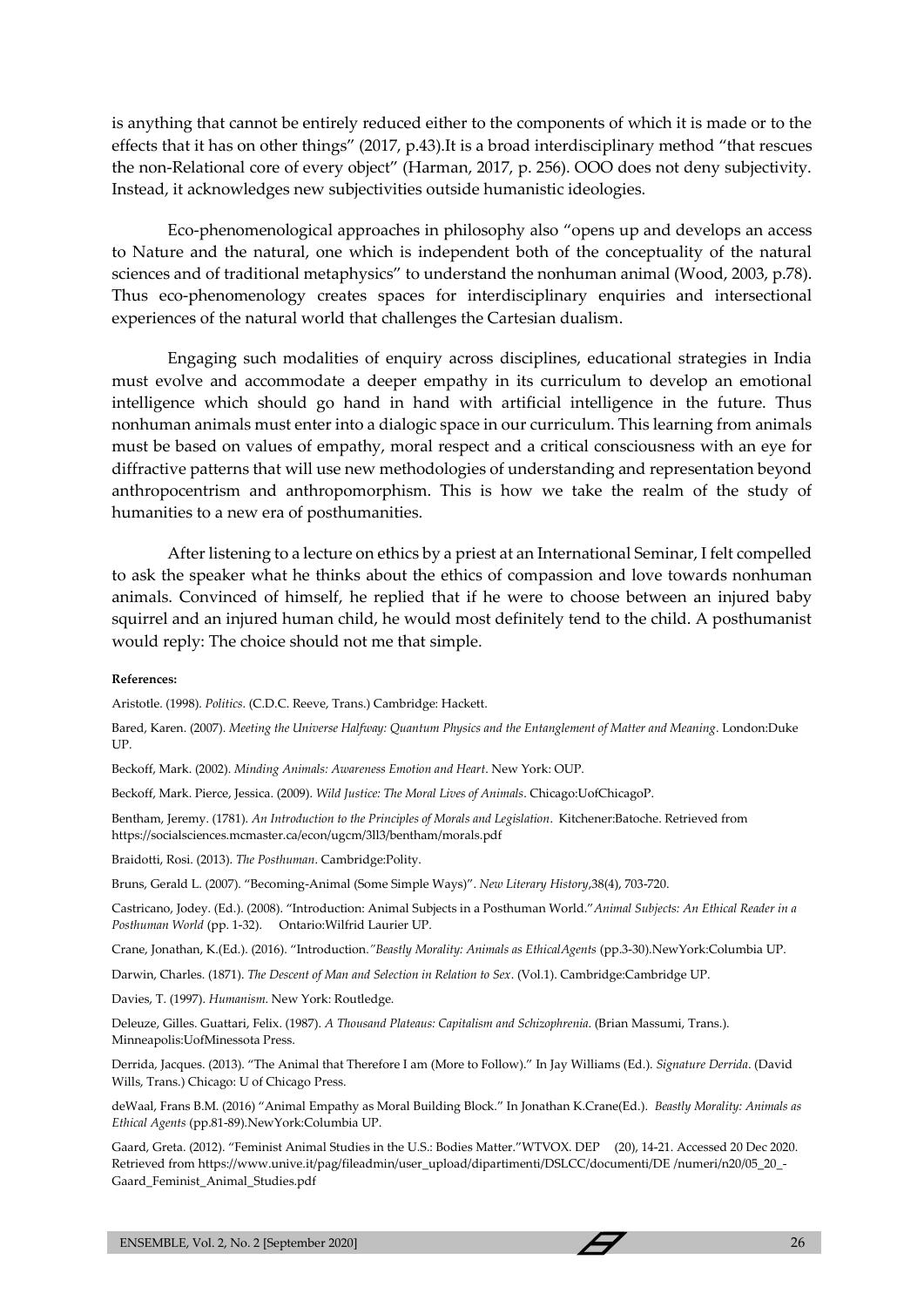is anything that cannot be entirely reduced either to the components of which it is made or to the effects that it has on other things" (2017, p.43).It is a broad interdisciplinary method "that rescues the non-Relational core of every object" (Harman, 2017, p. 256). OOO does not deny subjectivity. Instead, it acknowledges new subjectivities outside humanistic ideologies.

Eco-phenomenological approaches in philosophy also "opens up and develops an access to Nature and the natural, one which is independent both of the conceptuality of the natural sciences and of traditional metaphysics" to understand the nonhuman animal (Wood, 2003, p.78). Thus eco-phenomenology creates spaces for interdisciplinary enquiries and intersectional experiences of the natural world that challenges the Cartesian dualism.

Engaging such modalities of enquiry across disciplines, educational strategies in India must evolve and accommodate a deeper empathy in its curriculum to develop an emotional intelligence which should go hand in hand with artificial intelligence in the future. Thus nonhuman animals must enter into a dialogic space in our curriculum. This learning from animals must be based on values of empathy, moral respect and a critical consciousness with an eye for diffractive patterns that will use new methodologies of understanding and representation beyond anthropocentrism and anthropomorphism. This is how we take the realm of the study of humanities to a new era of posthumanities.

After listening to a lecture on ethics by a priest at an International Seminar, I felt compelled to ask the speaker what he thinks about the ethics of compassion and love towards nonhuman animals. Convinced of himself, he replied that if he were to choose between an injured baby squirrel and an injured human child, he would most definitely tend to the child. A posthumanist would reply: The choice should not me that simple.

**References:**

Aristotle. (1998). *Politics*. (C.D.C. Reeve, Trans.) Cambridge: Hackett.

Bared, Karen. (2007). *Meeting the Universe Halfway: Quantum Physics and the Entanglement of Matter and Meaning*. London:Duke UP.

Beckoff, Mark. (2002). *Minding Animals: Awareness Emotion and Heart*. New York: OUP.

Beckoff, Mark. Pierce, Jessica. (2009). *Wild Justice: The Moral Lives of Animals*. Chicago:UofChicagoP.

Bentham, Jeremy. (1781). *An Introduction to the Principles of Morals and Legislation*. Kitchener:Batoche. Retrieved from https://socialsciences.mcmaster.ca/econ/ugcm/3ll3/bentham/morals.pdf

Braidotti, Rosi. (2013). *The Posthuman*. Cambridge:Polity.

Bruns, Gerald L. (2007). "Becoming-Animal (Some Simple Ways)". *New Literary History*,38(4), 703-720.

Castricano, Jodey. (Ed.). (2008). "Introduction: Animal Subjects in a Posthuman World." *Animal Subjects: An Ethical Reader in a Posthuman World* (pp. 1-32). Ontario:Wilfrid Laurier UP.

Crane, Jonathan, K.(Ed.). (2016). "Introduction.*"Beastly Morality: Animals as EthicalAgents* (pp.3-30).NewYork:Columbia UP.

Darwin, Charles. (1871). *The Descent of Man and Selection in Relation to Sex*. (Vol.1). Cambridge:Cambridge UP.

Davies, T. (1997). *Humanism*. New York: Routledge.

Deleuze, Gilles. Guattari, Felix. (1987). *A Thousand Plateaus: Capitalism and Schizophrenia*. (Brian Massumi, Trans.). Minneapolis:UofMinessota Press.

Derrida, Jacques. (2013). "The Animal that Therefore I am (More to Follow)." In Jay Williams (Ed.). *Signature Derrida*. (David Wills, Trans.) Chicago: U of Chicago Press.

deWaal, Frans B.M. (2016) "Animal Empathy as Moral Building Block." In Jonathan K.Crane(Ed.). *Beastly Morality: Animals as Ethical Agents* (pp.81-89).NewYork:Columbia UP.

Gaard, Greta. (2012). "Feminist Animal Studies in the U.S.: Bodies Matter."WTVOX. DEP (20), 14-21. Accessed 20 Dec 2020. Retrieved from https://www.unive.it/pag/fileadmin/user_upload/dipartimenti/DSLCC/documenti/DE /numeri/n20/05_20_-Gaard_Feminist_Animal_Studies.pdf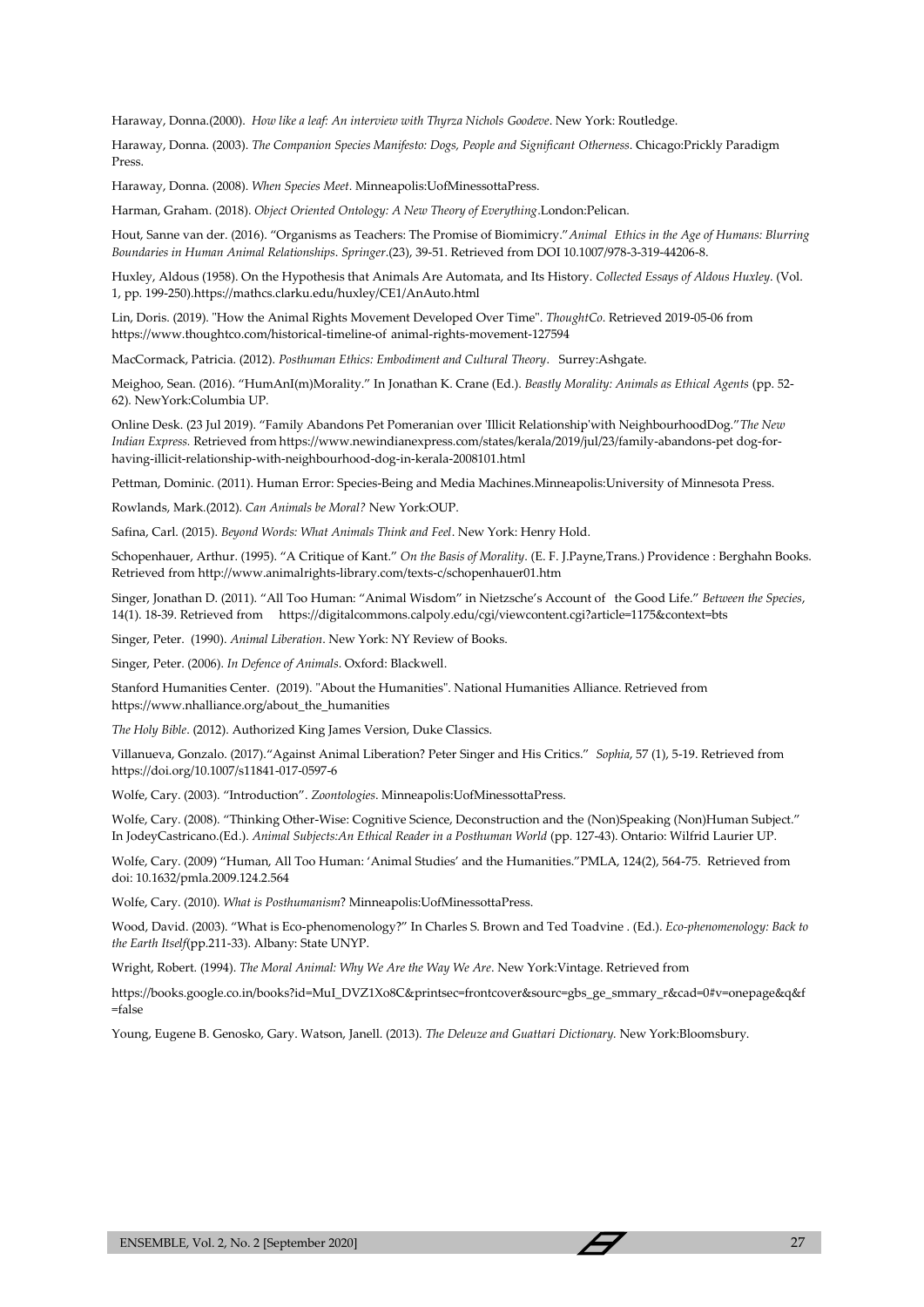Haraway, Donna.(2000). *How like a leaf: An interview with Thyrza Nichols Goodeve*. New York: Routledge.

Haraway, Donna. (2003). *The Companion Species Manifesto: Dogs, People and Significant Otherness.* Chicago:Prickly Paradigm Press.

Haraway, Donna. (2008). *When Species Meet*. Minneapolis:UofMinessottaPress.

Harman, Graham. (2018). *Object Oriented Ontology: A New Theory of Everything*.London:Pelican.

Hout, Sanne van der. (2016). "Organisms as Teachers: The Promise of Biomimicry."*Animal Ethics in the Age of Humans: Blurring Boundaries in Human Animal Relationships*. *Springer*.(23), 39-51. Retrieved from DOI 10.1007/978-3-319-44206-8.

Huxley, Aldous (1958). On the Hypothesis that Animals Are Automata, and Its History. *Collected Essays of Aldous Huxley*. (Vol. 1, pp. 199-250).https://mathcs.clarku.edu/huxley/CE1/AnAuto.html

Lin, Doris. (2019). "How the Animal Rights Movement Developed Over Time". *ThoughtCo*. Retrieved 2019-05-06 from https://www.thoughtco.com/historical-timeline-of animal-rights-movement-127594

MacCormack, Patricia. (2012). *Posthuman Ethics: Embodiment and Cultural Theory*. Surrey:Ashgate.

Meighoo, Sean. (2016). "HumAnI(m)Morality." In Jonathan K. Crane (Ed.). *Beastly Morality: Animals as Ethical Agents* (pp. 52-62). NewYork:Columbia UP.

Online Desk. (23 Jul 2019). "Family Abandons Pet Pomeranian over 'Illicit Relationship'with NeighbourhoodDog."*The New Indian Express.* Retrieved from https://www.newindianexpress.com/states/kerala/2019/jul/23/family-abandons-pet dog-for-having-illicit-relationship-with-neighbourhood-dog-in-kerala-2008101.html

Pettman, Dominic. (2011). Human Error: Species-Being and Media Machines.Minneapolis:University of Minnesota Press.

Rowlands, Mark.(2012). *Can Animals be Moral?* New York:OUP.

Safina, Carl. (2015). *Beyond Words: What Animals Think and Feel*. New York: Henry Hold.

Schopenhauer, Arthur. (1995). "A Critique of Kant." *On the Basis of Morality*. (E. F. J.Payne,Trans.) Providence : Berghahn Books. Retrieved from http://www.animalrights-library.com/texts-c/schopenhauer01.htm

Singer, Jonathan D. (2011). "All Too Human: "Animal Wisdom" in Nietzsche's Account of the Good Life." *Between the Species*, 14(1). 18-39. Retrieved from https://digitalcommons.calpoly.edu/cgi/viewcontent.cgi?article=1175&context=bts

Singer, Peter. (1990). *Animal Liberation*. New York: NY Review of Books.

Singer, Peter. (2006). *In Defence of Animals*. Oxford: Blackwell.

Stanford Humanities Center. (2019). "About the Humanities". National Humanities Alliance. Retrieved from https://www.nhalliance.org/about_the_humanities

*The Holy Bible*. (2012). Authorized King James Version, Duke Classics.

Villanueva, Gonzalo. (2017)."Against Animal Liberation? Peter Singer and His Critics." *Sophia*, 57 (1), 5-19. Retrieved from https://doi.org/10.1007/s11841-017-0597-6

Wolfe, Cary. (2003). "Introduction". *Zoontologies*. Minneapolis:UofMinessottaPress.

Wolfe, Cary. (2008). "Thinking Other-Wise: Cognitive Science, Deconstruction and the (Non)Speaking (Non)Human Subject." In JodeyCastricano.(Ed.). *Animal Subjects:An Ethical Reader in a Posthuman World* (pp. 127-43). Ontario: Wilfrid Laurier UP.

Wolfe, Cary. (2009) "Human, All Too Human: 'Animal Studies' and the Humanities."PMLA, 124(2), 564-75. Retrieved from doi: 10.1632/pmla.2009.124.2.564

Wolfe, Cary. (2010). *What is Posthumanism*? Minneapolis:UofMinessottaPress.

Wood, David. (2003). "What is Eco-phenomenology?" In Charles S. Brown and Ted Toadvine . (Ed.). *Eco-phenomenology: Back to the Earth Itself*(pp.211-33). Albany: State UNYP.

Wright, Robert. (1994). *The Moral Animal: Why We Are the Way We Are*. New York:Vintage. Retrieved from

https://books.google.co.in/books?id=MuI_DVZ1Xo8C&printsec=frontcover&sourc=gbs_ge_smmary_r&cad=0#v=onepage&q&f=false

Young, Eugene B. Genosko, Gary. Watson, Janell. (2013). *The Deleuze and Guattari Dictionary.* New York:Bloomsbury.